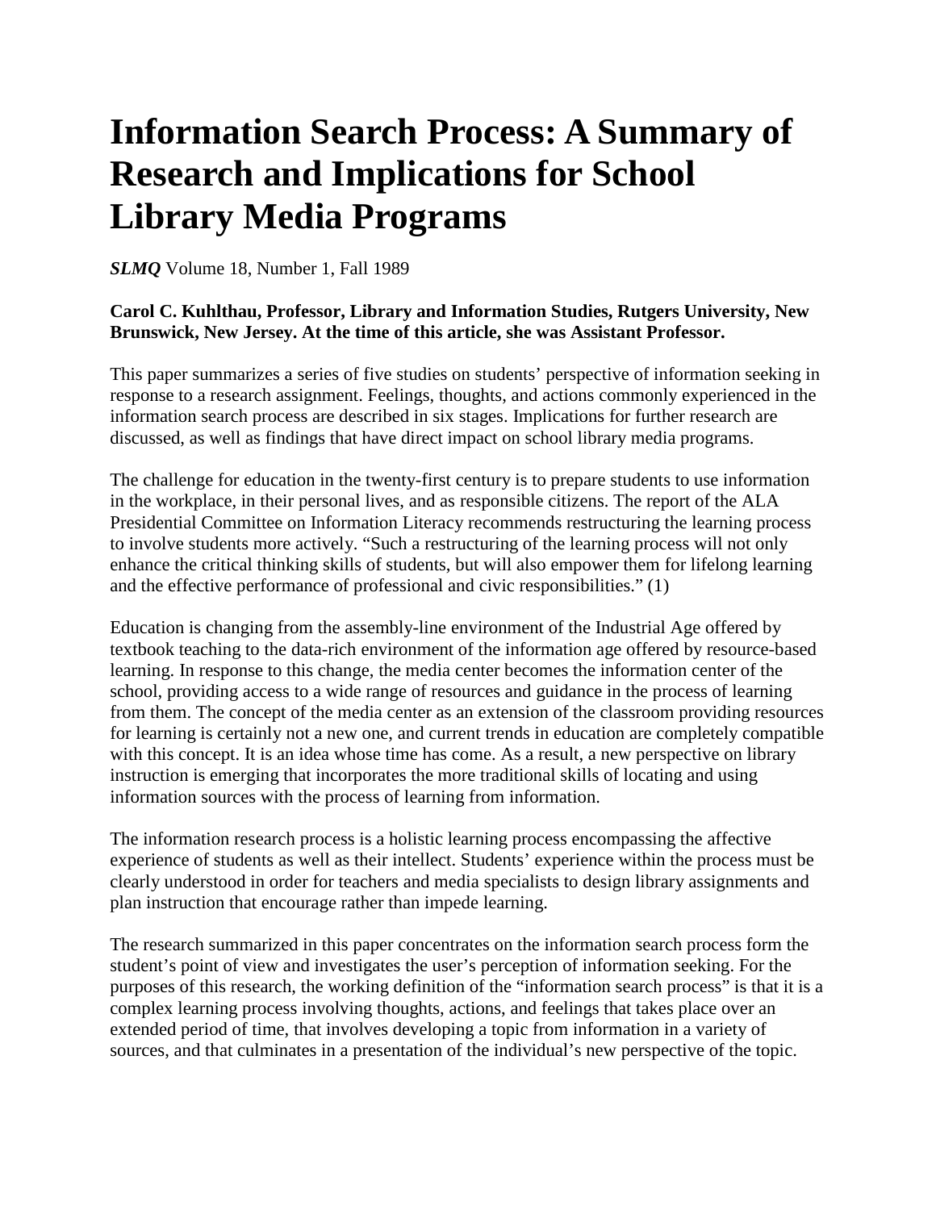# Information Search Process: A Summary of Research and Implications for School Library Media Programs

***SLMQ*** Volume 18, Number 1, Fall 1989

**Carol C. Kuhlthau, Professor, Library and Information Studies, Rutgers University, New Brunswick, New Jersey. At the time of this article, she was Assistant Professor.**

This paper summarizes a series of five studies on students' perspective of information seeking in response to a research assignment. Feelings, thoughts, and actions commonly experienced in the information search process are described in six stages. Implications for further research are discussed, as well as findings that have direct impact on school library media programs.

The challenge for education in the twenty-first century is to prepare students to use information in the workplace, in their personal lives, and as responsible citizens. The report of the ALA Presidential Committee on Information Literacy recommends restructuring the learning process to involve students more actively. "Such a restructuring of the learning process will not only enhance the critical thinking skills of students, but will also empower them for lifelong learning and the effective performance of professional and civic responsibilities." (1)

Education is changing from the assembly-line environment of the Industrial Age offered by textbook teaching to the data-rich environment of the information age offered by resource-based learning. In response to this change, the media center becomes the information center of the school, providing access to a wide range of resources and guidance in the process of learning from them. The concept of the media center as an extension of the classroom providing resources for learning is certainly not a new one, and current trends in education are completely compatible with this concept. It is an idea whose time has come. As a result, a new perspective on library instruction is emerging that incorporates the more traditional skills of locating and using information sources with the process of learning from information.

The information research process is a holistic learning process encompassing the affective experience of students as well as their intellect. Students' experience within the process must be clearly understood in order for teachers and media specialists to design library assignments and plan instruction that encourage rather than impede learning.

The research summarized in this paper concentrates on the information search process form the student's point of view and investigates the user's perception of information seeking. For the purposes of this research, the working definition of the "information search process" is that it is a complex learning process involving thoughts, actions, and feelings that takes place over an extended period of time, that involves developing a topic from information in a variety of sources, and that culminates in a presentation of the individual's new perspective of the topic.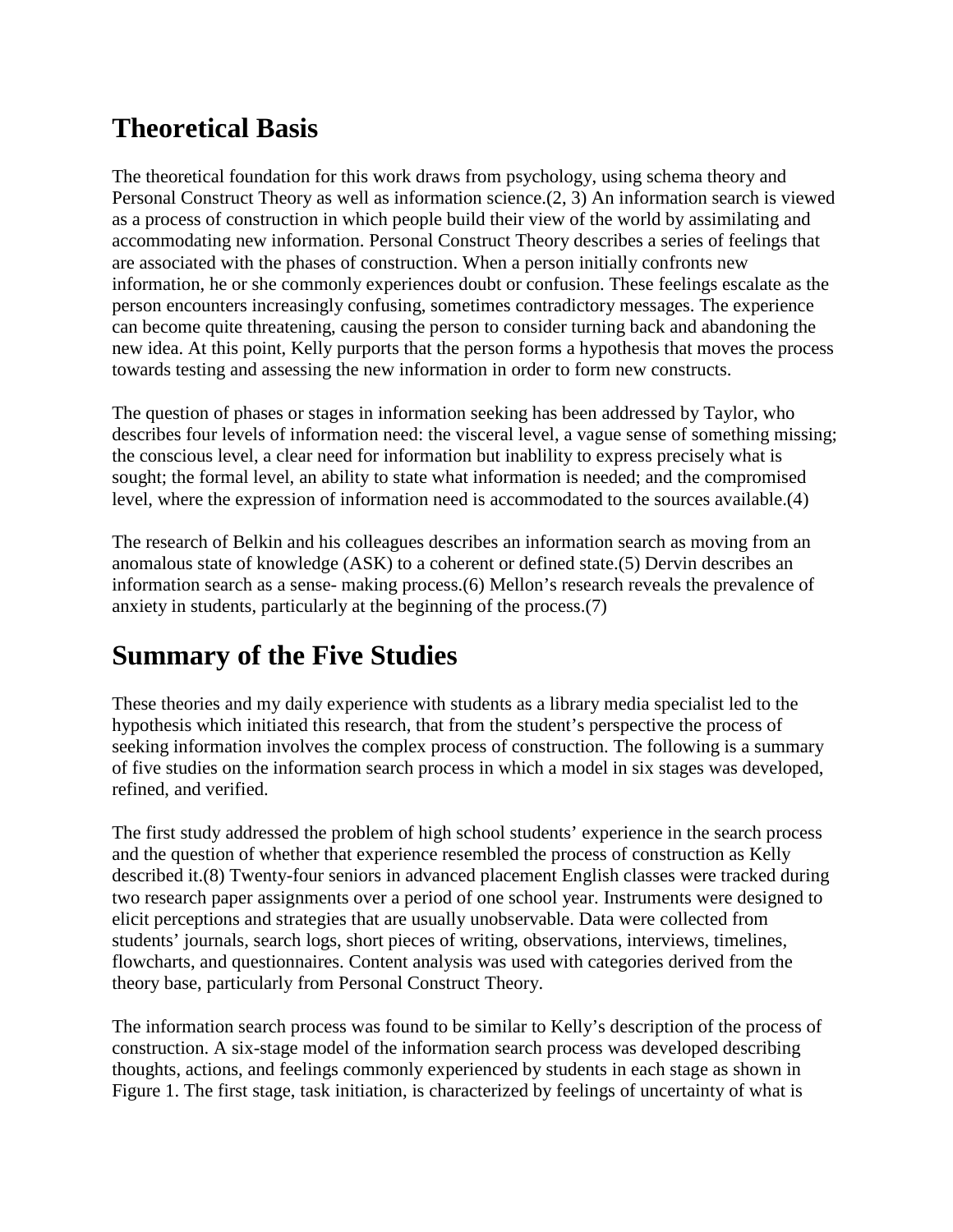## Theoretical Basis

The theoretical foundation for this work draws from psychology, using schema theory and Personal Construct Theory as well as information science.(2, 3) An information search is viewed as a process of construction in which people build their view of the world by assimilating and accommodating new information. Personal Construct Theory describes a series of feelings that are associated with the phases of construction. When a person initially confronts new information, he or she commonly experiences doubt or confusion. These feelings escalate as the person encounters increasingly confusing, sometimes contradictory messages. The experience can become quite threatening, causing the person to consider turning back and abandoning the new idea. At this point, Kelly purports that the person forms a hypothesis that moves the process towards testing and assessing the new information in order to form new constructs.

The question of phases or stages in information seeking has been addressed by Taylor, who describes four levels of information need: the visceral level, a vague sense of something missing; the conscious level, a clear need for information but inablility to express precisely what is sought; the formal level, an ability to state what information is needed; and the compromised level, where the expression of information need is accommodated to the sources available.(4)

The research of Belkin and his colleagues describes an information search as moving from an anomalous state of knowledge (ASK) to a coherent or defined state.(5) Dervin describes an information search as a sense- making process.(6) Mellon's research reveals the prevalence of anxiety in students, particularly at the beginning of the process.(7)

## Summary of the Five Studies

These theories and my daily experience with students as a library media specialist led to the hypothesis which initiated this research, that from the student's perspective the process of seeking information involves the complex process of construction. The following is a summary of five studies on the information search process in which a model in six stages was developed, refined, and verified.

The first study addressed the problem of high school students' experience in the search process and the question of whether that experience resembled the process of construction as Kelly described it.(8) Twenty-four seniors in advanced placement English classes were tracked during two research paper assignments over a period of one school year. Instruments were designed to elicit perceptions and strategies that are usually unobservable. Data were collected from students' journals, search logs, short pieces of writing, observations, interviews, timelines, flowcharts, and questionnaires. Content analysis was used with categories derived from the theory base, particularly from Personal Construct Theory.

The information search process was found to be similar to Kelly's description of the process of construction. A six-stage model of the information search process was developed describing thoughts, actions, and feelings commonly experienced by students in each stage as shown in Figure 1. The first stage, task initiation, is characterized by feelings of uncertainty of what is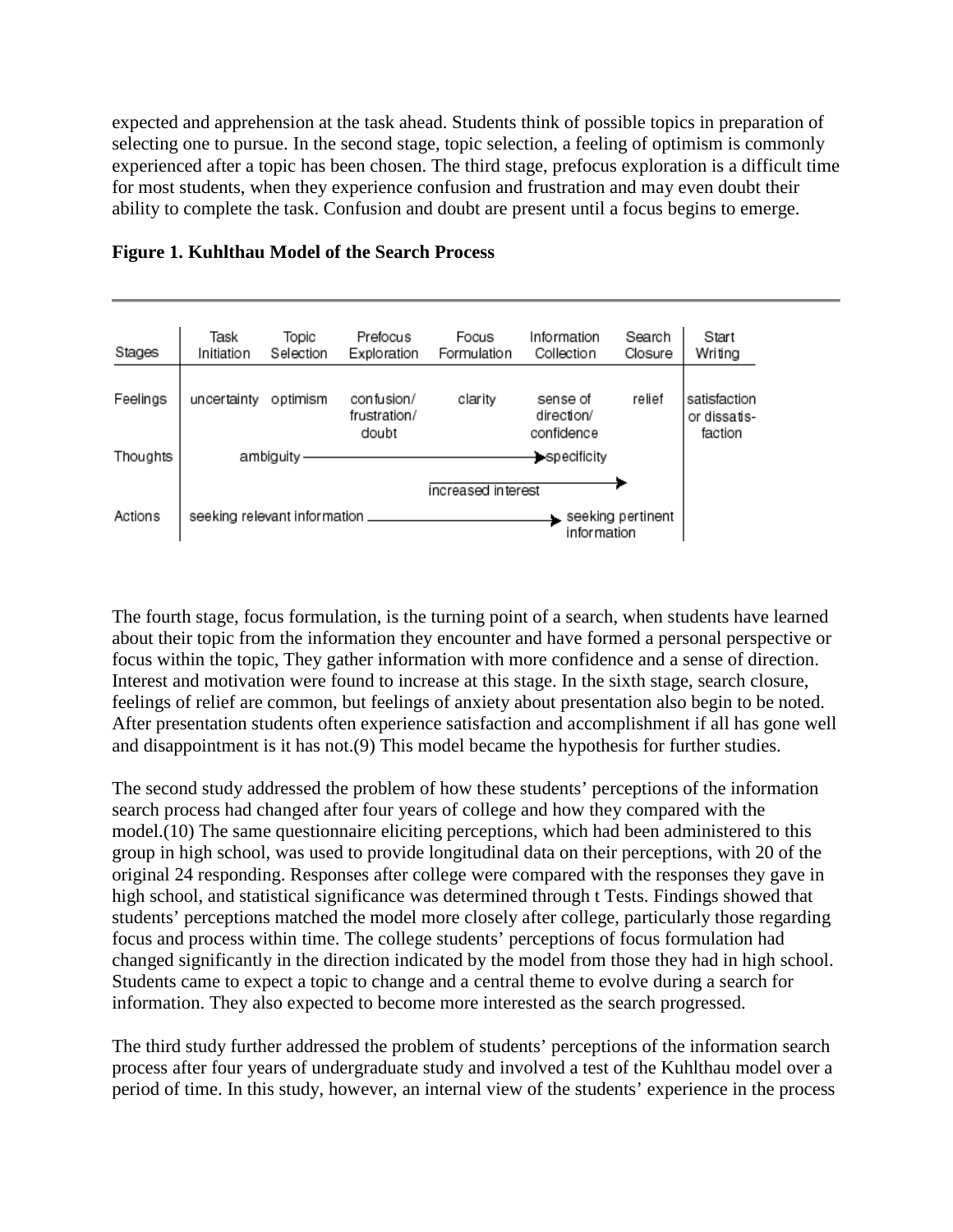expected and apprehension at the task ahead. Students think of possible topics in preparation of selecting one to pursue. In the second stage, topic selection, a feeling of optimism is commonly experienced after a topic has been chosen. The third stage, prefocus exploration is a difficult time for most students, when they experience confusion and frustration and may even doubt their ability to complete the task. Confusion and doubt are present until a focus begins to emerge.

**Figure 1. Kuhlthau Model of the Search Process**

| Stages | Task Initiation | Topic Selection | Prefocus Exploration | Focus Formulation | Information Collection | Search Closure | Start Writing |
|---|---|---|---|---|---|---|---|
| Feelings | uncertainty | optimism | confusion/ frustration/ doubt | clarity | sense of direction/ confidence | relief | satisfaction or dissatisfaction |
| Thoughts | ambiguity ——————————————————————▶ specificity | | | | | | |
| | | | | increased interest ——————————▶ | | | |
| Actions | seeking relevant information ——————————————▶ seeking pertinent information | | | | | | |

The fourth stage, focus formulation, is the turning point of a search, when students have learned about their topic from the information they encounter and have formed a personal perspective or focus within the topic, They gather information with more confidence and a sense of direction. Interest and motivation were found to increase at this stage. In the sixth stage, search closure, feelings of relief are common, but feelings of anxiety about presentation also begin to be noted. After presentation students often experience satisfaction and accomplishment if all has gone well and disappointment is it has not.(9) This model became the hypothesis for further studies.

The second study addressed the problem of how these students' perceptions of the information search process had changed after four years of college and how they compared with the model.(10) The same questionnaire eliciting perceptions, which had been administered to this group in high school, was used to provide longitudinal data on their perceptions, with 20 of the original 24 responding. Responses after college were compared with the responses they gave in high school, and statistical significance was determined through t Tests. Findings showed that students' perceptions matched the model more closely after college, particularly those regarding focus and process within time. The college students' perceptions of focus formulation had changed significantly in the direction indicated by the model from those they had in high school. Students came to expect a topic to change and a central theme to evolve during a search for information. They also expected to become more interested as the search progressed.

The third study further addressed the problem of students' perceptions of the information search process after four years of undergraduate study and involved a test of the Kuhlthau model over a period of time. In this study, however, an internal view of the students' experience in the process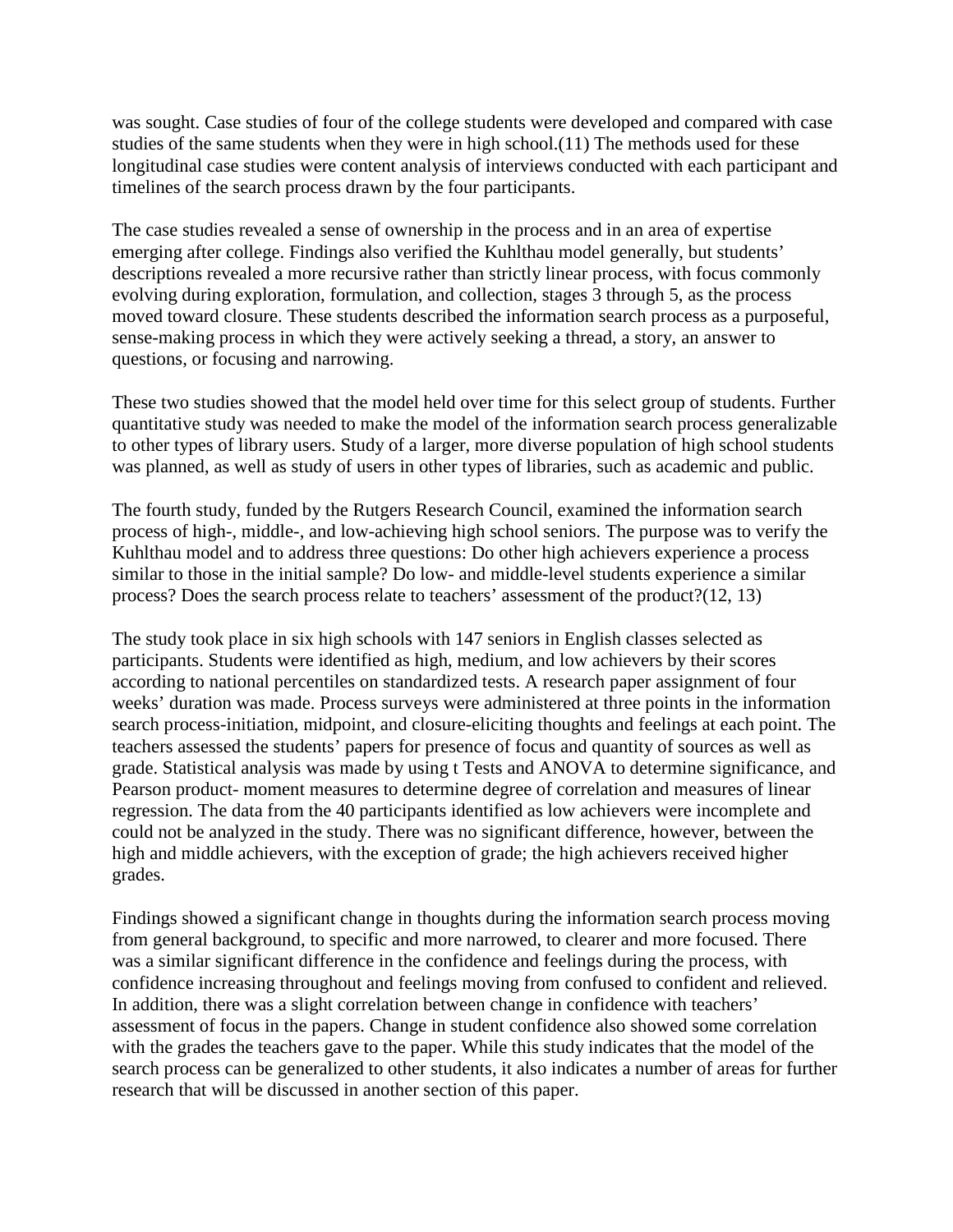was sought. Case studies of four of the college students were developed and compared with case studies of the same students when they were in high school.(11) The methods used for these longitudinal case studies were content analysis of interviews conducted with each participant and timelines of the search process drawn by the four participants.

The case studies revealed a sense of ownership in the process and in an area of expertise emerging after college. Findings also verified the Kuhlthau model generally, but students' descriptions revealed a more recursive rather than strictly linear process, with focus commonly evolving during exploration, formulation, and collection, stages 3 through 5, as the process moved toward closure. These students described the information search process as a purposeful, sense-making process in which they were actively seeking a thread, a story, an answer to questions, or focusing and narrowing.

These two studies showed that the model held over time for this select group of students. Further quantitative study was needed to make the model of the information search process generalizable to other types of library users. Study of a larger, more diverse population of high school students was planned, as well as study of users in other types of libraries, such as academic and public.

The fourth study, funded by the Rutgers Research Council, examined the information search process of high-, middle-, and low-achieving high school seniors. The purpose was to verify the Kuhlthau model and to address three questions: Do other high achievers experience a process similar to those in the initial sample? Do low- and middle-level students experience a similar process? Does the search process relate to teachers' assessment of the product?(12, 13)

The study took place in six high schools with 147 seniors in English classes selected as participants. Students were identified as high, medium, and low achievers by their scores according to national percentiles on standardized tests. A research paper assignment of four weeks' duration was made. Process surveys were administered at three points in the information search process-initiation, midpoint, and closure-eliciting thoughts and feelings at each point. The teachers assessed the students' papers for presence of focus and quantity of sources as well as grade. Statistical analysis was made by using t Tests and ANOVA to determine significance, and Pearson product- moment measures to determine degree of correlation and measures of linear regression. The data from the 40 participants identified as low achievers were incomplete and could not be analyzed in the study. There was no significant difference, however, between the high and middle achievers, with the exception of grade; the high achievers received higher grades.

Findings showed a significant change in thoughts during the information search process moving from general background, to specific and more narrowed, to clearer and more focused. There was a similar significant difference in the confidence and feelings during the process, with confidence increasing throughout and feelings moving from confused to confident and relieved. In addition, there was a slight correlation between change in confidence with teachers' assessment of focus in the papers. Change in student confidence also showed some correlation with the grades the teachers gave to the paper. While this study indicates that the model of the search process can be generalized to other students, it also indicates a number of areas for further research that will be discussed in another section of this paper.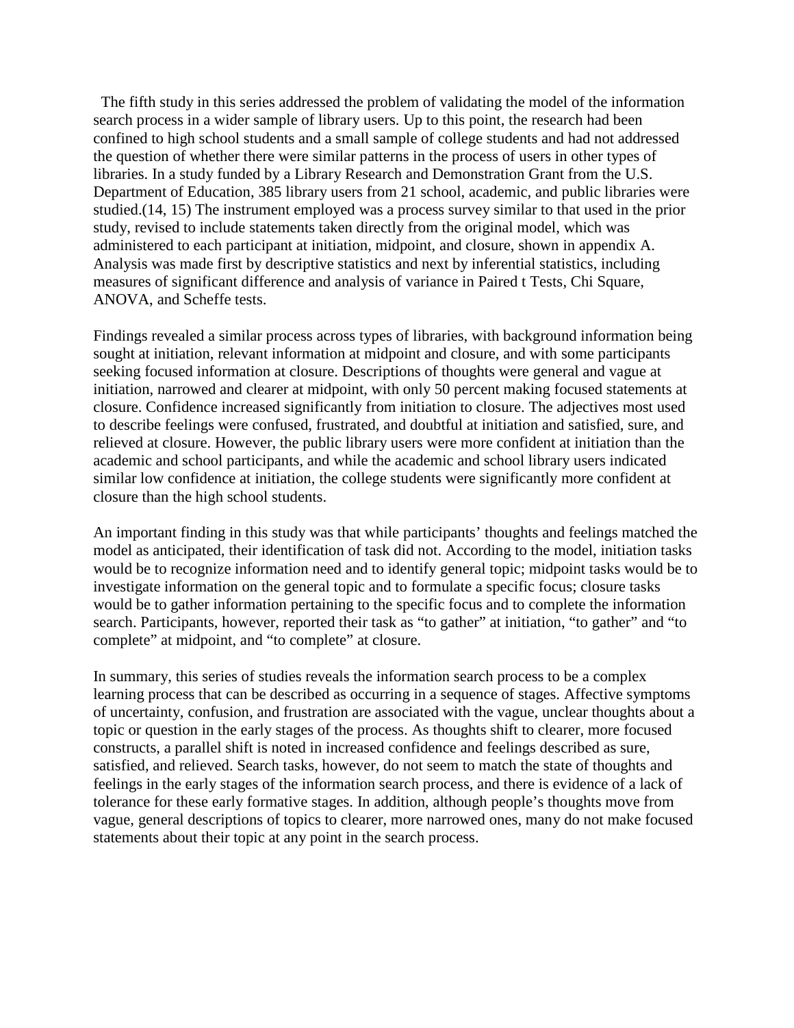The fifth study in this series addressed the problem of validating the model of the information search process in a wider sample of library users. Up to this point, the research had been confined to high school students and a small sample of college students and had not addressed the question of whether there were similar patterns in the process of users in other types of libraries. In a study funded by a Library Research and Demonstration Grant from the U.S. Department of Education, 385 library users from 21 school, academic, and public libraries were studied.(14, 15) The instrument employed was a process survey similar to that used in the prior study, revised to include statements taken directly from the original model, which was administered to each participant at initiation, midpoint, and closure, shown in appendix A. Analysis was made first by descriptive statistics and next by inferential statistics, including measures of significant difference and analysis of variance in Paired t Tests, Chi Square, ANOVA, and Scheffe tests.

Findings revealed a similar process across types of libraries, with background information being sought at initiation, relevant information at midpoint and closure, and with some participants seeking focused information at closure. Descriptions of thoughts were general and vague at initiation, narrowed and clearer at midpoint, with only 50 percent making focused statements at closure. Confidence increased significantly from initiation to closure. The adjectives most used to describe feelings were confused, frustrated, and doubtful at initiation and satisfied, sure, and relieved at closure. However, the public library users were more confident at initiation than the academic and school participants, and while the academic and school library users indicated similar low confidence at initiation, the college students were significantly more confident at closure than the high school students.

An important finding in this study was that while participants' thoughts and feelings matched the model as anticipated, their identification of task did not. According to the model, initiation tasks would be to recognize information need and to identify general topic; midpoint tasks would be to investigate information on the general topic and to formulate a specific focus; closure tasks would be to gather information pertaining to the specific focus and to complete the information search. Participants, however, reported their task as "to gather" at initiation, "to gather" and "to complete" at midpoint, and "to complete" at closure.

In summary, this series of studies reveals the information search process to be a complex learning process that can be described as occurring in a sequence of stages. Affective symptoms of uncertainty, confusion, and frustration are associated with the vague, unclear thoughts about a topic or question in the early stages of the process. As thoughts shift to clearer, more focused constructs, a parallel shift is noted in increased confidence and feelings described as sure, satisfied, and relieved. Search tasks, however, do not seem to match the state of thoughts and feelings in the early stages of the information search process, and there is evidence of a lack of tolerance for these early formative stages. In addition, although people's thoughts move from vague, general descriptions of topics to clearer, more narrowed ones, many do not make focused statements about their topic at any point in the search process.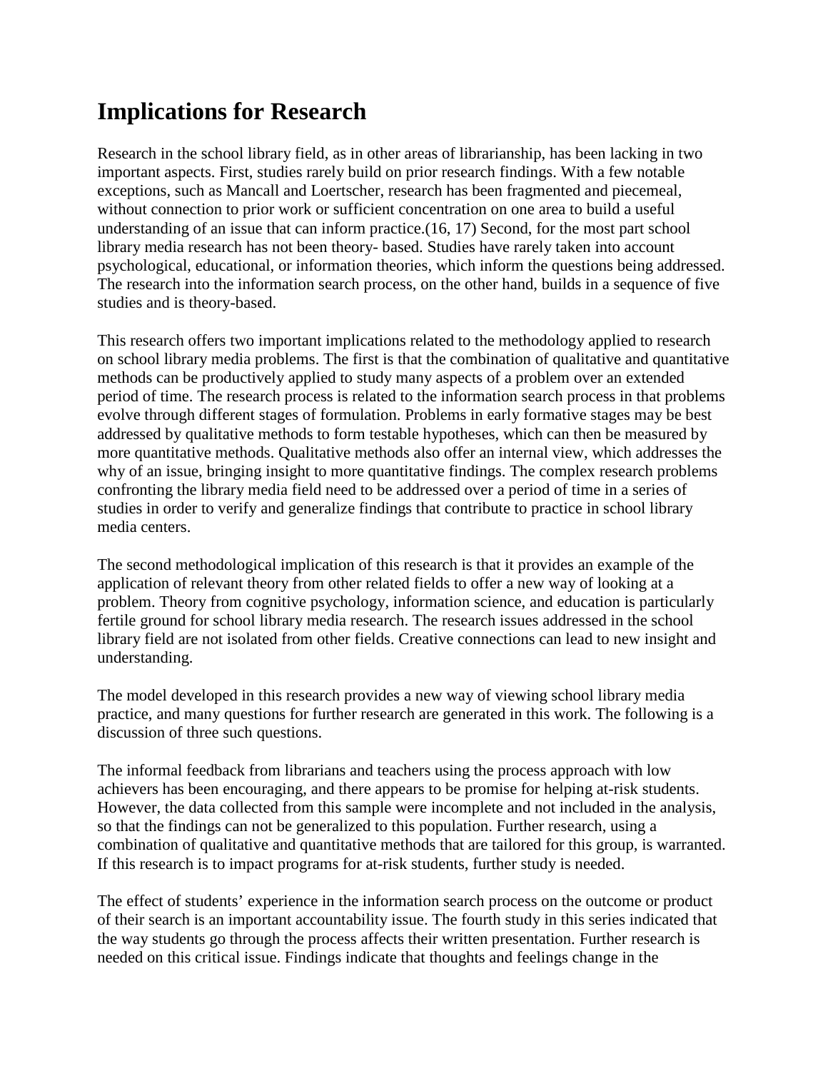# Implications for Research

Research in the school library field, as in other areas of librarianship, has been lacking in two important aspects. First, studies rarely build on prior research findings. With a few notable exceptions, such as Mancall and Loertscher, research has been fragmented and piecemeal, without connection to prior work or sufficient concentration on one area to build a useful understanding of an issue that can inform practice.(16, 17) Second, for the most part school library media research has not been theory- based. Studies have rarely taken into account psychological, educational, or information theories, which inform the questions being addressed. The research into the information search process, on the other hand, builds in a sequence of five studies and is theory-based.

This research offers two important implications related to the methodology applied to research on school library media problems. The first is that the combination of qualitative and quantitative methods can be productively applied to study many aspects of a problem over an extended period of time. The research process is related to the information search process in that problems evolve through different stages of formulation. Problems in early formative stages may be best addressed by qualitative methods to form testable hypotheses, which can then be measured by more quantitative methods. Qualitative methods also offer an internal view, which addresses the why of an issue, bringing insight to more quantitative findings. The complex research problems confronting the library media field need to be addressed over a period of time in a series of studies in order to verify and generalize findings that contribute to practice in school library media centers.

The second methodological implication of this research is that it provides an example of the application of relevant theory from other related fields to offer a new way of looking at a problem. Theory from cognitive psychology, information science, and education is particularly fertile ground for school library media research. The research issues addressed in the school library field are not isolated from other fields. Creative connections can lead to new insight and understanding.

The model developed in this research provides a new way of viewing school library media practice, and many questions for further research are generated in this work. The following is a discussion of three such questions.

The informal feedback from librarians and teachers using the process approach with low achievers has been encouraging, and there appears to be promise for helping at-risk students. However, the data collected from this sample were incomplete and not included in the analysis, so that the findings can not be generalized to this population. Further research, using a combination of qualitative and quantitative methods that are tailored for this group, is warranted. If this research is to impact programs for at-risk students, further study is needed.

The effect of students' experience in the information search process on the outcome or product of their search is an important accountability issue. The fourth study in this series indicated that the way students go through the process affects their written presentation. Further research is needed on this critical issue. Findings indicate that thoughts and feelings change in the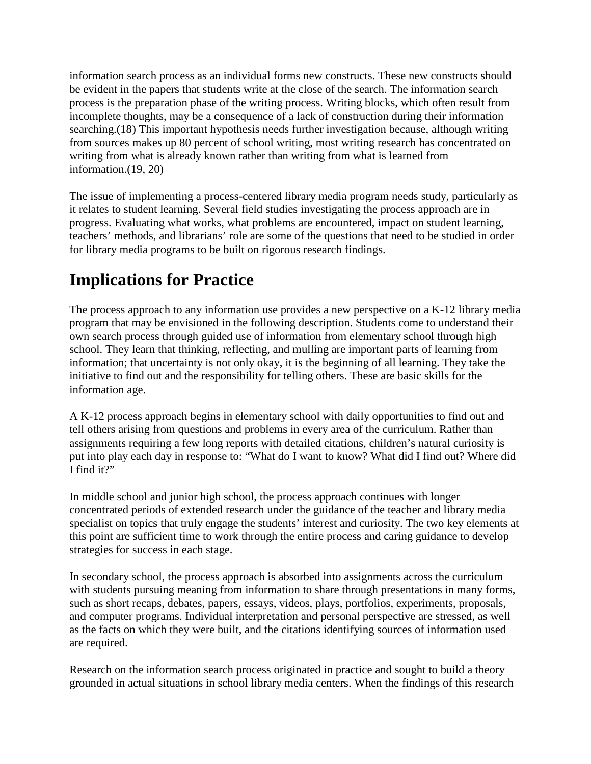information search process as an individual forms new constructs. These new constructs should be evident in the papers that students write at the close of the search. The information search process is the preparation phase of the writing process. Writing blocks, which often result from incomplete thoughts, may be a consequence of a lack of construction during their information searching.(18) This important hypothesis needs further investigation because, although writing from sources makes up 80 percent of school writing, most writing research has concentrated on writing from what is already known rather than writing from what is learned from information.(19, 20)

The issue of implementing a process-centered library media program needs study, particularly as it relates to student learning. Several field studies investigating the process approach are in progress. Evaluating what works, what problems are encountered, impact on student learning, teachers' methods, and librarians' role are some of the questions that need to be studied in order for library media programs to be built on rigorous research findings.

# Implications for Practice

The process approach to any information use provides a new perspective on a K-12 library media program that may be envisioned in the following description. Students come to understand their own search process through guided use of information from elementary school through high school. They learn that thinking, reflecting, and mulling are important parts of learning from information; that uncertainty is not only okay, it is the beginning of all learning. They take the initiative to find out and the responsibility for telling others. These are basic skills for the information age.

A K-12 process approach begins in elementary school with daily opportunities to find out and tell others arising from questions and problems in every area of the curriculum. Rather than assignments requiring a few long reports with detailed citations, children's natural curiosity is put into play each day in response to: "What do I want to know? What did I find out? Where did I find it?"

In middle school and junior high school, the process approach continues with longer concentrated periods of extended research under the guidance of the teacher and library media specialist on topics that truly engage the students' interest and curiosity. The two key elements at this point are sufficient time to work through the entire process and caring guidance to develop strategies for success in each stage.

In secondary school, the process approach is absorbed into assignments across the curriculum with students pursuing meaning from information to share through presentations in many forms, such as short recaps, debates, papers, essays, videos, plays, portfolios, experiments, proposals, and computer programs. Individual interpretation and personal perspective are stressed, as well as the facts on which they were built, and the citations identifying sources of information used are required.

Research on the information search process originated in practice and sought to build a theory grounded in actual situations in school library media centers. When the findings of this research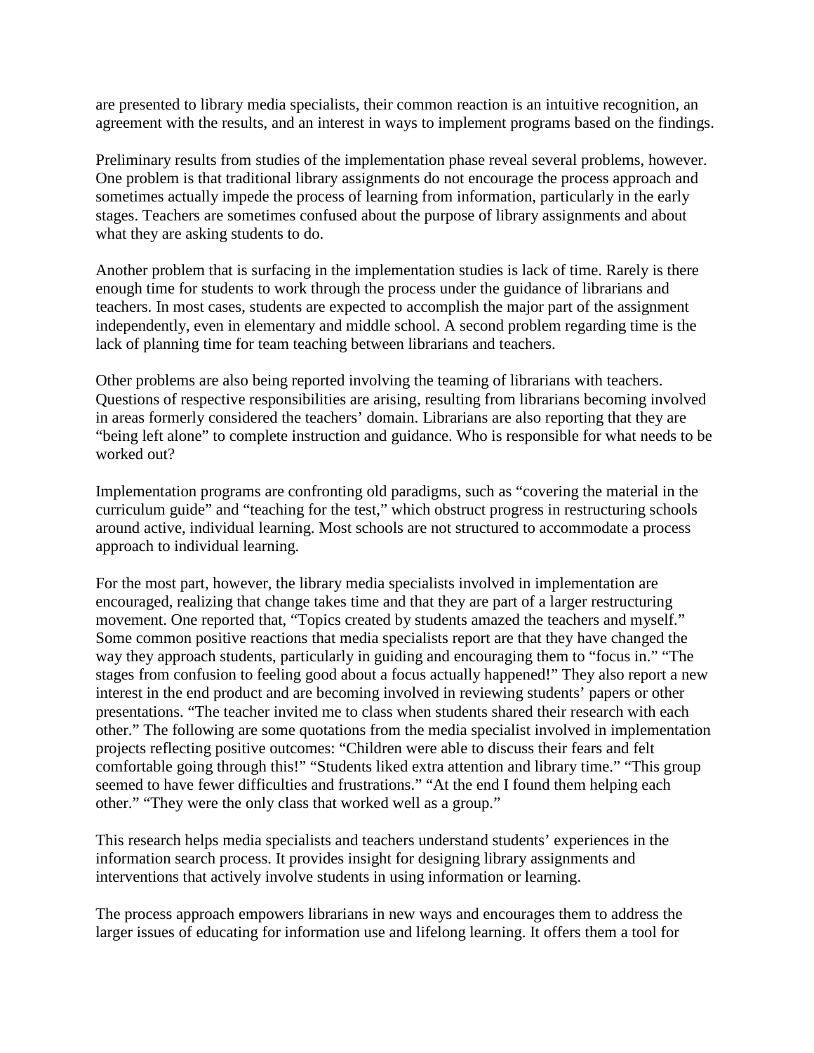are presented to library media specialists, their common reaction is an intuitive recognition, an agreement with the results, and an interest in ways to implement programs based on the findings.

Preliminary results from studies of the implementation phase reveal several problems, however. One problem is that traditional library assignments do not encourage the process approach and sometimes actually impede the process of learning from information, particularly in the early stages. Teachers are sometimes confused about the purpose of library assignments and about what they are asking students to do.

Another problem that is surfacing in the implementation studies is lack of time. Rarely is there enough time for students to work through the process under the guidance of librarians and teachers. In most cases, students are expected to accomplish the major part of the assignment independently, even in elementary and middle school. A second problem regarding time is the lack of planning time for team teaching between librarians and teachers.

Other problems are also being reported involving the teaming of librarians with teachers. Questions of respective responsibilities are arising, resulting from librarians becoming involved in areas formerly considered the teachers' domain. Librarians are also reporting that they are "being left alone" to complete instruction and guidance. Who is responsible for what needs to be worked out?

Implementation programs are confronting old paradigms, such as "covering the material in the curriculum guide" and "teaching for the test," which obstruct progress in restructuring schools around active, individual learning. Most schools are not structured to accommodate a process approach to individual learning.

For the most part, however, the library media specialists involved in implementation are encouraged, realizing that change takes time and that they are part of a larger restructuring movement. One reported that, "Topics created by students amazed the teachers and myself." Some common positive reactions that media specialists report are that they have changed the way they approach students, particularly in guiding and encouraging them to "focus in." "The stages from confusion to feeling good about a focus actually happened!" They also report a new interest in the end product and are becoming involved in reviewing students' papers or other presentations. "The teacher invited me to class when students shared their research with each other." The following are some quotations from the media specialist involved in implementation projects reflecting positive outcomes: "Children were able to discuss their fears and felt comfortable going through this!" "Students liked extra attention and library time." "This group seemed to have fewer difficulties and frustrations." "At the end I found them helping each other." "They were the only class that worked well as a group."

This research helps media specialists and teachers understand students' experiences in the information search process. It provides insight for designing library assignments and interventions that actively involve students in using information or learning.

The process approach empowers librarians in new ways and encourages them to address the larger issues of educating for information use and lifelong learning. It offers them a tool for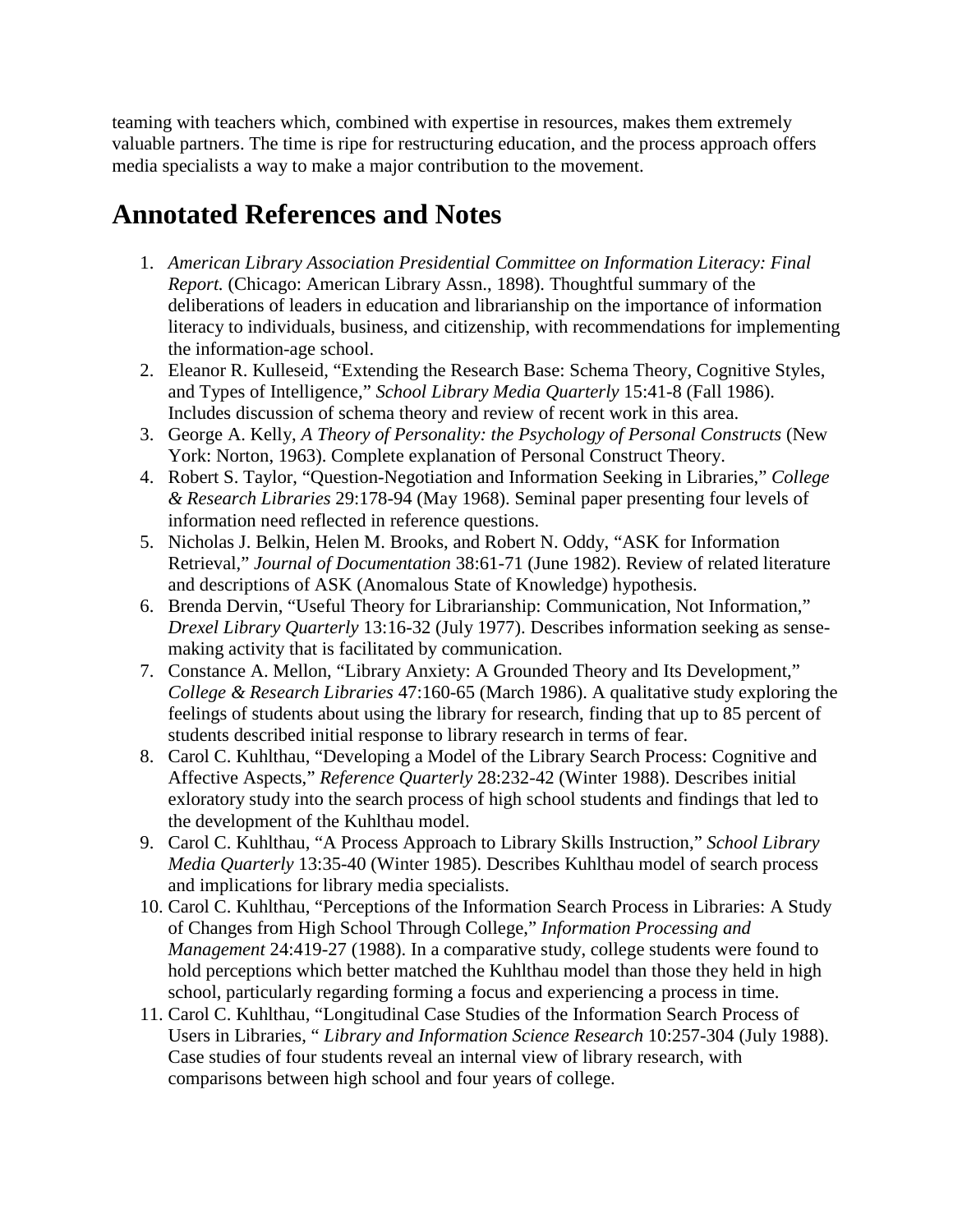teaming with teachers which, combined with expertise in resources, makes them extremely valuable partners. The time is ripe for restructuring education, and the process approach offers media specialists a way to make a major contribution to the movement.

## Annotated References and Notes

1. *American Library Association Presidential Committee on Information Literacy: Final Report.* (Chicago: American Library Assn., 1898). Thoughtful summary of the deliberations of leaders in education and librarianship on the importance of information literacy to individuals, business, and citizenship, with recommendations for implementing the information-age school.
2. Eleanor R. Kulleseid, “Extending the Research Base: Schema Theory, Cognitive Styles, and Types of Intelligence,” *School Library Media Quarterly* 15:41-8 (Fall 1986). Includes discussion of schema theory and review of recent work in this area.
3. George A. Kelly, *A Theory of Personality: the Psychology of Personal Constructs* (New York: Norton, 1963). Complete explanation of Personal Construct Theory.
4. Robert S. Taylor, “Question-Negotiation and Information Seeking in Libraries,” *College & Research Libraries* 29:178-94 (May 1968). Seminal paper presenting four levels of information need reflected in reference questions.
5. Nicholas J. Belkin, Helen M. Brooks, and Robert N. Oddy, “ASK for Information Retrieval,” *Journal of Documentation* 38:61-71 (June 1982). Review of related literature and descriptions of ASK (Anomalous State of Knowledge) hypothesis.
6. Brenda Dervin, “Useful Theory for Librarianship: Communication, Not Information,” *Drexel Library Quarterly* 13:16-32 (July 1977). Describes information seeking as sense-making activity that is facilitated by communication.
7. Constance A. Mellon, “Library Anxiety: A Grounded Theory and Its Development,” *College & Research Libraries* 47:160-65 (March 1986). A qualitative study exploring the feelings of students about using the library for research, finding that up to 85 percent of students described initial response to library research in terms of fear.
8. Carol C. Kuhlthau, “Developing a Model of the Library Search Process: Cognitive and Affective Aspects,” *Reference Quarterly* 28:232-42 (Winter 1988). Describes initial exloratory study into the search process of high school students and findings that led to the development of the Kuhlthau model.
9. Carol C. Kuhlthau, “A Process Approach to Library Skills Instruction,” *School Library Media Quarterly* 13:35-40 (Winter 1985). Describes Kuhlthau model of search process and implications for library media specialists.
10. Carol C. Kuhlthau, “Perceptions of the Information Search Process in Libraries: A Study of Changes from High School Through College,” *Information Processing and Management* 24:419-27 (1988). In a comparative study, college students were found to hold perceptions which better matched the Kuhlthau model than those they held in high school, particularly regarding forming a focus and experiencing a process in time.
11. Carol C. Kuhlthau, “Longitudinal Case Studies of the Information Search Process of Users in Libraries, “ *Library and Information Science Research* 10:257-304 (July 1988). Case studies of four students reveal an internal view of library research, with comparisons between high school and four years of college.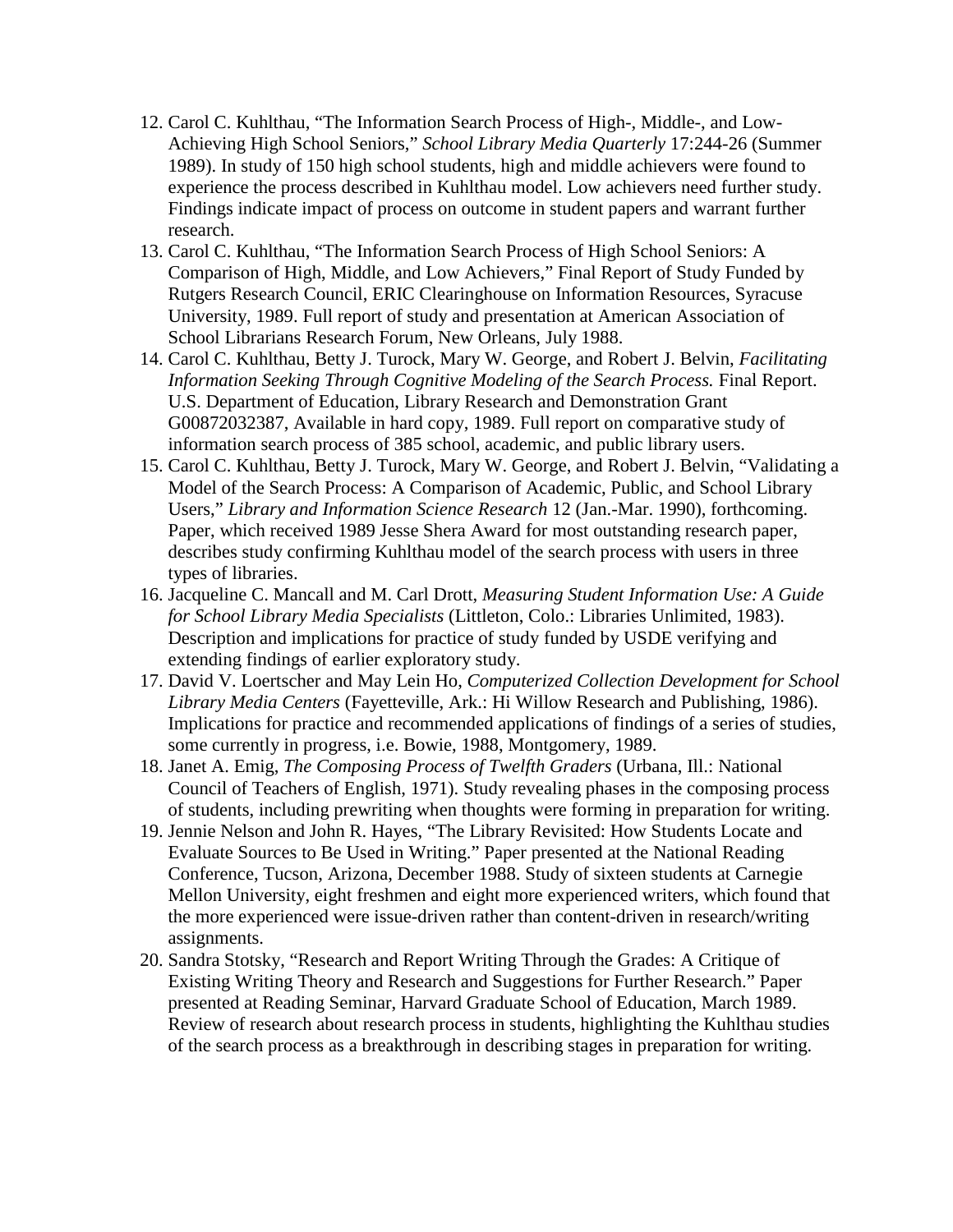12. Carol C. Kuhlthau, "The Information Search Process of High-, Middle-, and Low-Achieving High School Seniors," *School Library Media Quarterly* 17:244-26 (Summer 1989). In study of 150 high school students, high and middle achievers were found to experience the process described in Kuhlthau model. Low achievers need further study. Findings indicate impact of process on outcome in student papers and warrant further research.
13. Carol C. Kuhlthau, "The Information Search Process of High School Seniors: A Comparison of High, Middle, and Low Achievers," Final Report of Study Funded by Rutgers Research Council, ERIC Clearinghouse on Information Resources, Syracuse University, 1989. Full report of study and presentation at American Association of School Librarians Research Forum, New Orleans, July 1988.
14. Carol C. Kuhlthau, Betty J. Turock, Mary W. George, and Robert J. Belvin, *Facilitating Information Seeking Through Cognitive Modeling of the Search Process.* Final Report. U.S. Department of Education, Library Research and Demonstration Grant G00872032387, Available in hard copy, 1989. Full report on comparative study of information search process of 385 school, academic, and public library users.
15. Carol C. Kuhlthau, Betty J. Turock, Mary W. George, and Robert J. Belvin, "Validating a Model of the Search Process: A Comparison of Academic, Public, and School Library Users," *Library and Information Science Research* 12 (Jan.-Mar. 1990), forthcoming. Paper, which received 1989 Jesse Shera Award for most outstanding research paper, describes study confirming Kuhlthau model of the search process with users in three types of libraries.
16. Jacqueline C. Mancall and M. Carl Drott, *Measuring Student Information Use: A Guide for School Library Media Specialists* (Littleton, Colo.: Libraries Unlimited, 1983). Description and implications for practice of study funded by USDE verifying and extending findings of earlier exploratory study.
17. David V. Loertscher and May Lein Ho, *Computerized Collection Development for School Library Media Centers* (Fayetteville, Ark.: Hi Willow Research and Publishing, 1986). Implications for practice and recommended applications of findings of a series of studies, some currently in progress, i.e. Bowie, 1988, Montgomery, 1989.
18. Janet A. Emig, *The Composing Process of Twelfth Graders* (Urbana, Ill.: National Council of Teachers of English, 1971). Study revealing phases in the composing process of students, including prewriting when thoughts were forming in preparation for writing.
19. Jennie Nelson and John R. Hayes, "The Library Revisited: How Students Locate and Evaluate Sources to Be Used in Writing." Paper presented at the National Reading Conference, Tucson, Arizona, December 1988. Study of sixteen students at Carnegie Mellon University, eight freshmen and eight more experienced writers, which found that the more experienced were issue-driven rather than content-driven in research/writing assignments.
20. Sandra Stotsky, "Research and Report Writing Through the Grades: A Critique of Existing Writing Theory and Research and Suggestions for Further Research." Paper presented at Reading Seminar, Harvard Graduate School of Education, March 1989. Review of research about research process in students, highlighting the Kuhlthau studies of the search process as a breakthrough in describing stages in preparation for writing.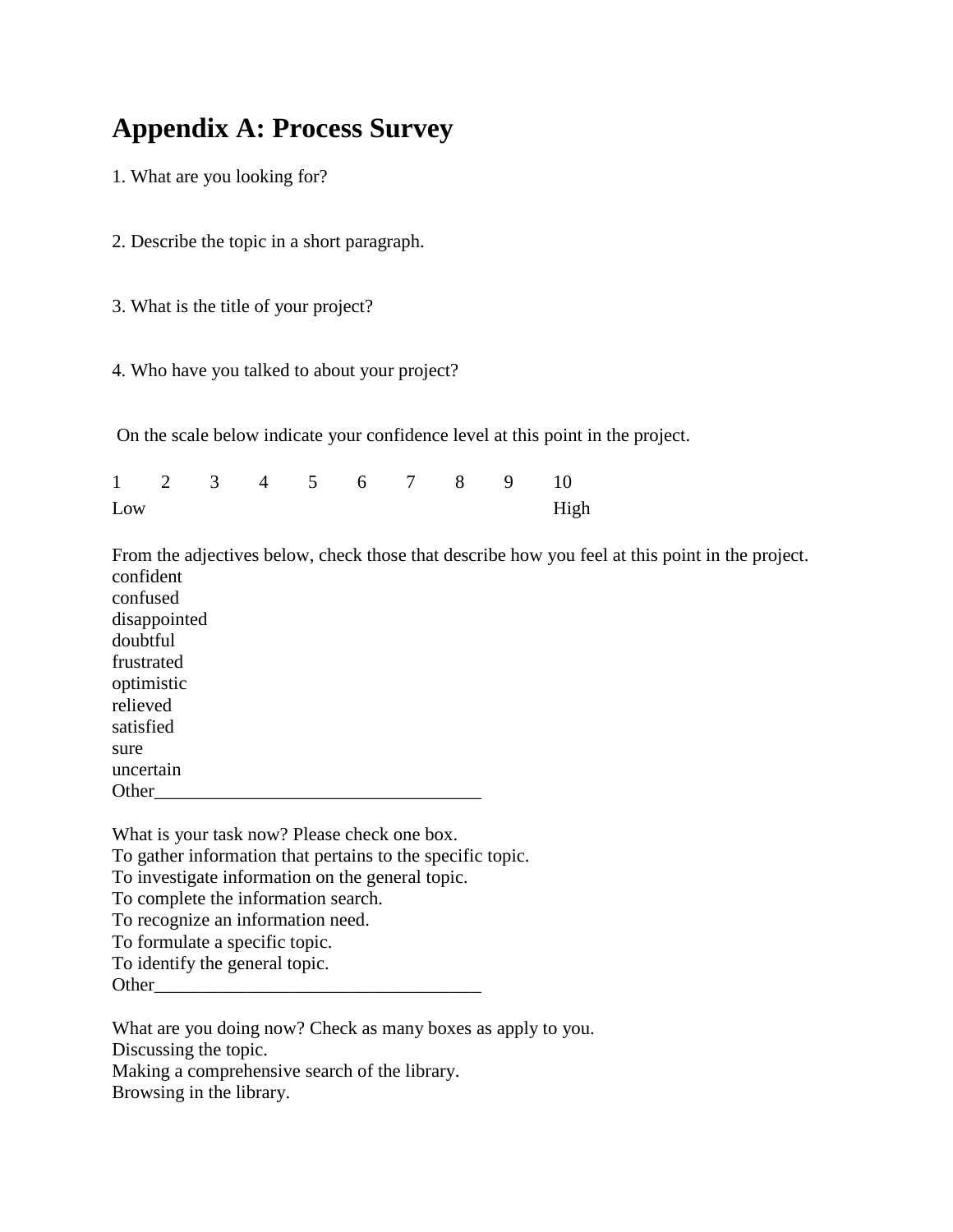# Appendix A: Process Survey

1. What are you looking for?

2. Describe the topic in a short paragraph.

3. What is the title of your project?

4. Who have you talked to about your project?

On the scale below indicate your confidence level at this point in the project.

| 1 | 2 | 3 | 4 | 5 | 6 | 7 | 8 | 9 | 10 |
|---|---|---|---|---|---|---|---|---|---|
| Low | | | | | | | | | High |

From the adjectives below, check those that describe how you feel at this point in the project.

confident
confused
disappointed
doubtful
frustrated
optimistic
relieved
satisfied
sure
uncertain
Other___________________________________

What is your task now? Please check one box.

To gather information that pertains to the specific topic.
To investigate information on the general topic.
To complete the information search.
To recognize an information need.
To formulate a specific topic.
To identify the general topic.
Other___________________________________

What are you doing now? Check as many boxes as apply to you.

Discussing the topic.
Making a comprehensive search of the library.
Browsing in the library.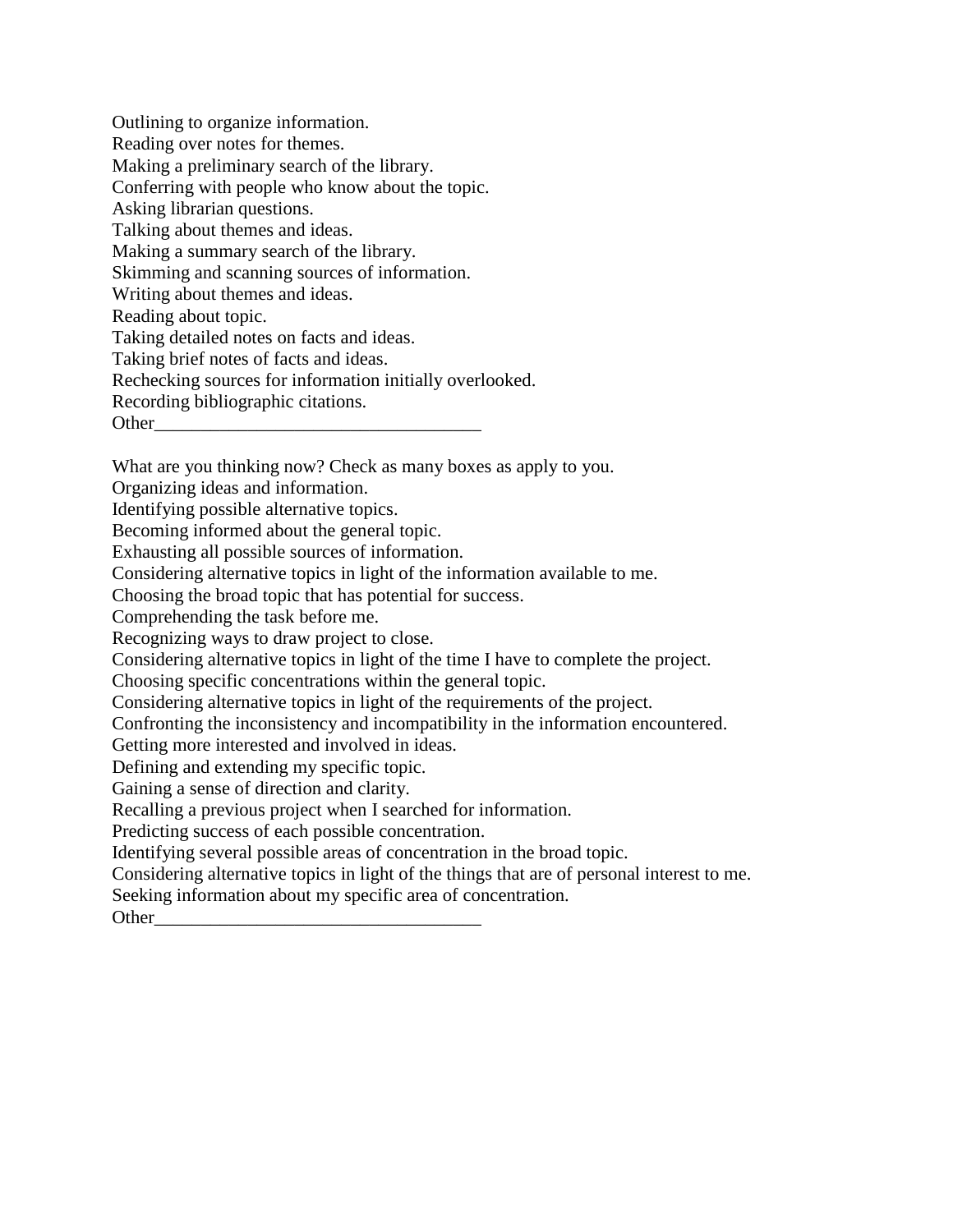Outlining to organize information.
Reading over notes for themes.
Making a preliminary search of the library.
Conferring with people who know about the topic.
Asking librarian questions.
Talking about themes and ideas.
Making a summary search of the library.
Skimming and scanning sources of information.
Writing about themes and ideas.
Reading about topic.
Taking detailed notes on facts and ideas.
Taking brief notes of facts and ideas.
Rechecking sources for information initially overlooked.
Recording bibliographic citations.
Other___________________________________

What are you thinking now? Check as many boxes as apply to you.
Organizing ideas and information.
Identifying possible alternative topics.
Becoming informed about the general topic.
Exhausting all possible sources of information.
Considering alternative topics in light of the information available to me.
Choosing the broad topic that has potential for success.
Comprehending the task before me.
Recognizing ways to draw project to close.
Considering alternative topics in light of the time I have to complete the project.
Choosing specific concentrations within the general topic.
Considering alternative topics in light of the requirements of the project.
Confronting the inconsistency and incompatibility in the information encountered.
Getting more interested and involved in ideas.
Defining and extending my specific topic.
Gaining a sense of direction and clarity.
Recalling a previous project when I searched for information.
Predicting success of each possible concentration.
Identifying several possible areas of concentration in the broad topic.
Considering alternative topics in light of the things that are of personal interest to me.
Seeking information about my specific area of concentration.
Other___________________________________